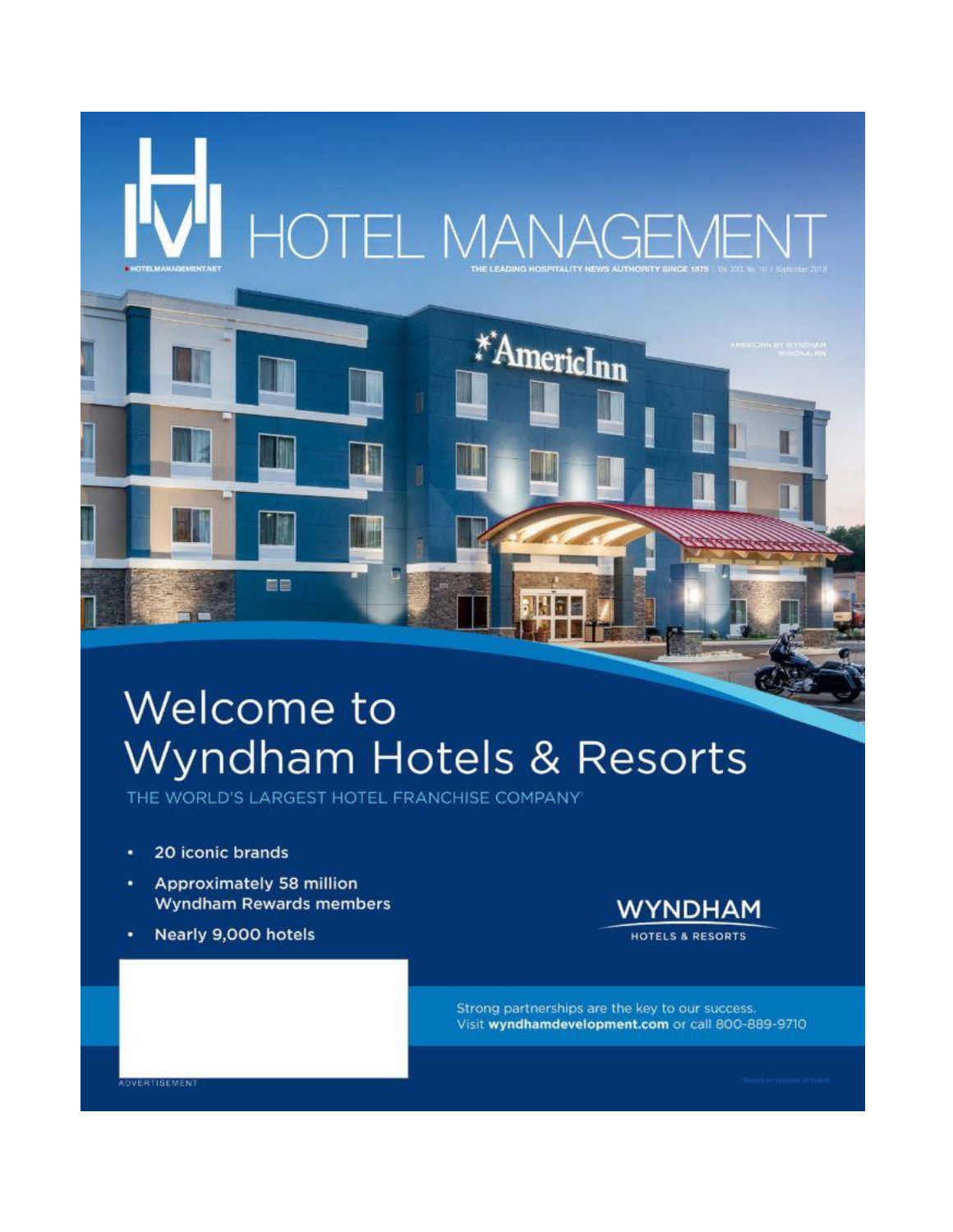# HOTEL MANAGEMENT

HOTELMANAGEMENT.NET

THE LEADING HOSPITALITY NEWS AUTHORITY SINCE 1875 | Vol. 233, No. 10 | September 2018

AMERICINN BY WYNDHAM
WINONA, MN

# Welcome to Wyndham Hotels & Resorts

THE WORLD'S LARGEST HOTEL FRANCHISE COMPANY*

- 20 iconic brands
- Approximately 58 million Wyndham Rewards members
- Nearly 9,000 hotels

**WYNDHAM**
HOTELS & RESORTS

Strong partnerships are the key to our success.
Visit **wyndhamdevelopment.com** or call 800-889-9710

ADVERTISEMENT

*Based on number of hotels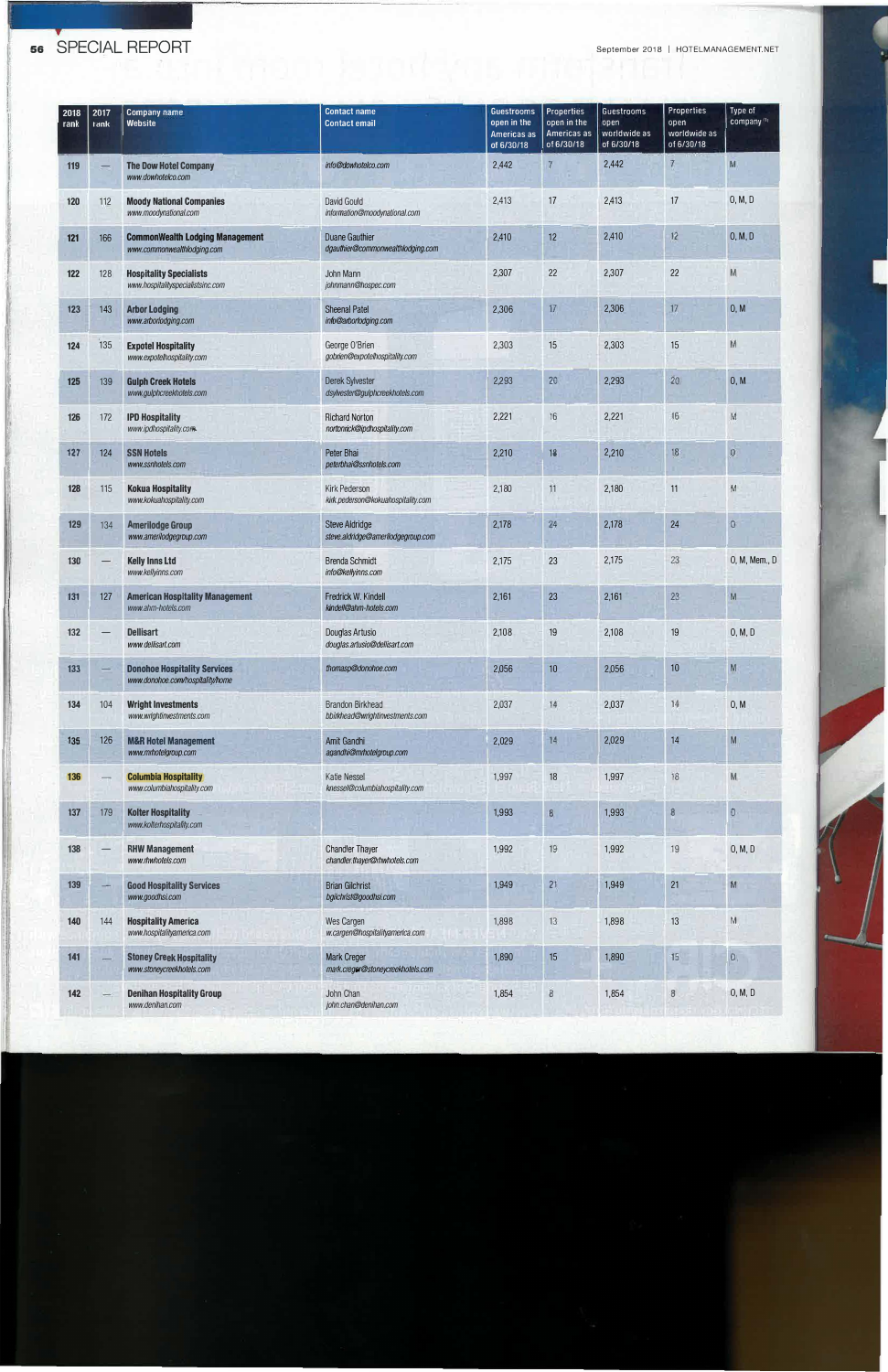# SPECIAL REPORT

| 2018 rank | 2017 rank | Company name Website | Contact name Contact email | Guestrooms open in the Americas as of 6/30/18 | Properties open in the Americas as of 6/30/18 | Guestrooms open worldwide as of 6/30/18 | Properties open worldwide as of 6/30/18 | Type of company (1) |
|---|---|---|---|---|---|---|---|---|
| 119 | — | **The Dow Hotel Company** www.dowhotelco.com | info@dowhotelco.com | 2,442 | 7 | 2,442 | 7 | M |
| 120 | 112 | **Moody National Companies** www.moodynational.com | David Gould information@moodynational.com | 2,413 | 17 | 2,413 | 17 | O, M, D |
| 121 | 166 | **CommonWealth Lodging Management** www.commonwealthlodging.com | Duane Gauthier dgauthier@commonwealthlodging.com | 2,410 | 12 | 2,410 | 12 | O, M, D |
| 122 | 128 | **Hospitality Specialists** www.hospitalityspecialistsinc.com | John Mann johnmann@hospec.com | 2,307 | 22 | 2,307 | 22 | M |
| 123 | 143 | **Arbor Lodging** www.arborlodging.com | Sheenal Patel info@arborlodging.com | 2,306 | 17 | 2,306 | 17 | O, M |
| 124 | 135 | **Expotel Hospitality** www.expotelhospitality.com | George O'Brien gobrien@expotelhospitality.com | 2,303 | 15 | 2,303 | 15 | M |
| 125 | 139 | **Gulph Creek Hotels** www.gulphcreekhotels.com | Derek Sylvester dsylvester@gulphcreekhotels.com | 2,293 | 20 | 2,293 | 20 | O, M |
| 126 | 172 | **IPD Hospitality** www.ipdhospitality.com | Richard Norton nortonrick@ipdhospitality.com | 2,221 | 16 | 2,221 | 16 | M |
| 127 | 124 | **SSN Hotels** www.ssnhotels.com | Peter Bhai peterbhai@ssnhotels.com | 2,210 | 18 | 2,210 | 18 | O |
| 128 | 115 | **Kokua Hospitality** www.kokuahospitality.com | Kirk Pederson kirk.pederson@kokuahospitality.com | 2,180 | 11 | 2,180 | 11 | M |
| 129 | 134 | **Amerilodge Group** www.amerilodgegroup.com | Steve Aldridge steve.aldridge@amerilodgegroup.com | 2,178 | 24 | 2,178 | 24 | O |
| 130 | — | **Kelly Inns Ltd** www.kellyinns.com | Brenda Schmidt info@kellyinns.com | 2,175 | 23 | 2,175 | 23 | O, M, Mem., D |
| 131 | 127 | **American Hospitality Management** www.ahm-hotels.com | Fredrick W. Kindell kindell@ahm-hotels.com | 2,161 | 23 | 2,161 | 23 | M |
| 132 | — | **Dellisart** www.dellisart.com | Douglas Artusio douglas.artusio@dellisart.com | 2,108 | 19 | 2,108 | 19 | O, M, D |
| 133 | — | **Donohoe Hospitality Services** www.donohoe.com/hospitality/home | thomasp@donohoe.com | 2,056 | 10 | 2,056 | 10 | M |
| 134 | 104 | **Wright Investments** www.wrightinvestments.com | Brandon Birkhead bbirkhead@wrightinvestments.com | 2,037 | 14 | 2,037 | 14 | O, M |
| 135 | 126 | **M&R Hotel Management** www.mrhotelgroup.com | Amit Gandhi agandhi@mrhotelgroup.com | 2,029 | 14 | 2,029 | 14 | M |
| 136 | — | **Columbia Hospitality** www.columbiahospitality.com | Katie Nessel knessel@columbiahospitality.com | 1,997 | 18 | 1,997 | 18 | M |
| 137 | 179 | **Kolter Hospitality** www.kolterhospitality.com | | 1,993 | 8 | 1,993 | 8 | O |
| 138 | — | **RHW Management** www.rhwhotels.com | Chandler Thayer chandler.thayer@rhwhotels.com | 1,992 | 19 | 1,992 | 19 | O, M, D |
| 139 | — | **Good Hospitality Services** www.goodhsi.com | Brian Gilchrist bgilchrist@goodhsi.com | 1,949 | 21 | 1,949 | 21 | M |
| 140 | 144 | **Hospitality America** www.hospitalityamerica.com | Wes Cargen w.cargen@hospitalityamerica.com | 1,898 | 13 | 1,898 | 13 | M |
| 141 | — | **Stoney Creek Hospitality** www.stoneycreekhotels.com | Mark Creger mark.creger@stoneycreekhotels.com | 1,890 | 15 | 1,890 | 15 | O |
| 142 | — | **Denihan Hospitality Group** www.denihan.com | John Chan john.chan@denihan.com | 1,854 | 8 | 1,854 | 8 | O, M, D |